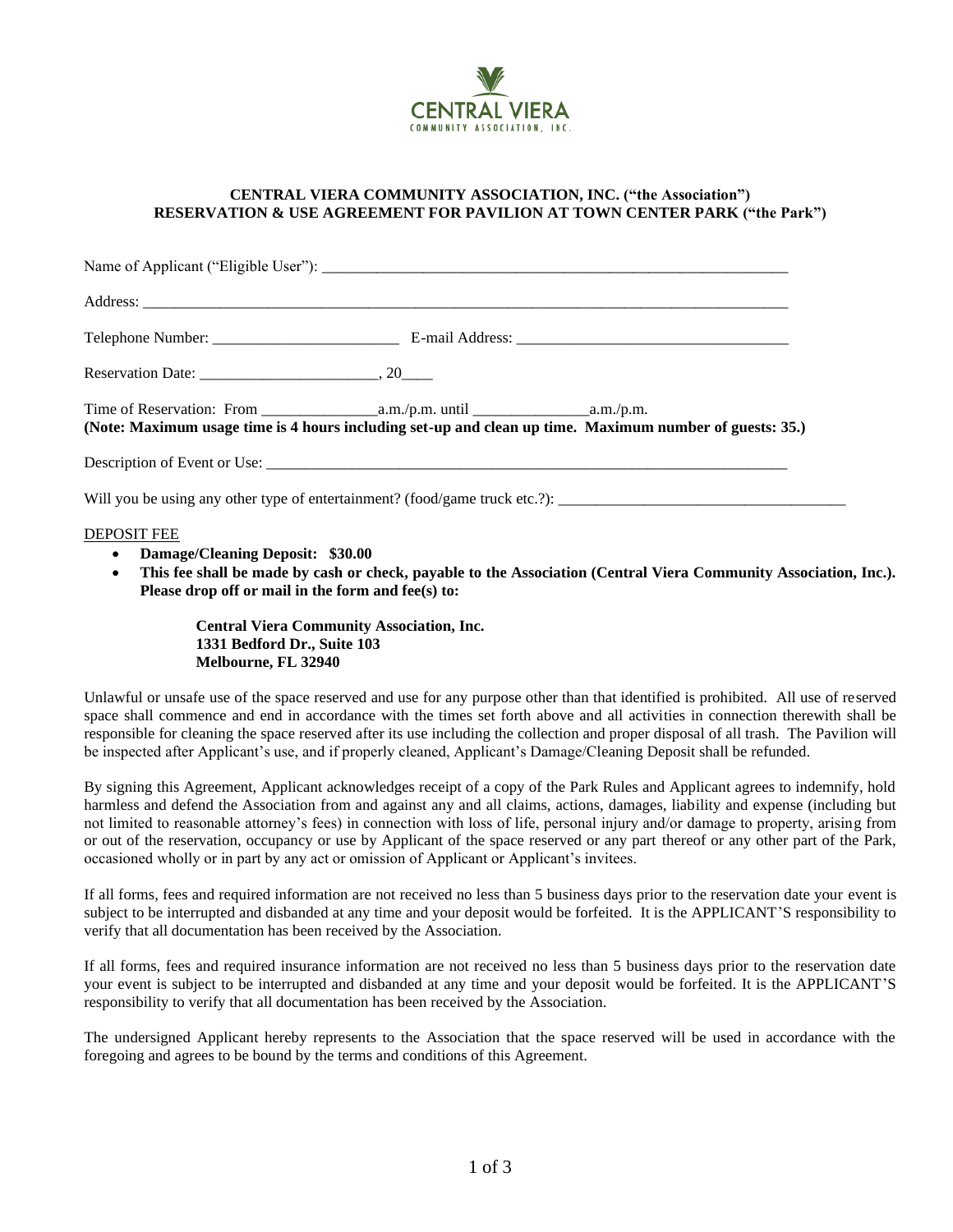CENTRAL VIERA
COMMUNITY ASSOCIATION, INC.

**CENTRAL VIERA COMMUNITY ASSOCIATION, INC. ("the Association")**
**RESERVATION & USE AGREEMENT FOR PAVILION AT TOWN CENTER PARK ("the Park")**

Name of Applicant ("Eligible User"): ____________________________________________________________

Address: _______________________________________________________________________________

Telephone Number: _______________________ E-mail Address: ___________________________________

Reservation Date: _____________________, 20____

Time of Reservation: From ______________a.m./p.m. until ______________a.m./p.m.
**(Note: Maximum usage time is 4 hours including set-up and clean up time. Maximum number of guests: 35.)**

Description of Event or Use: _____________________________________________________________________

Will you be using any other type of entertainment? (food/game truck etc.?): ___________________________________

<u>DEPOSIT FEE</u>

- **Damage/Cleaning Deposit: $30.00**
- **This fee shall be made by cash or check, payable to the Association (Central Viera Community Association, Inc.). Please drop off or mail in the form and fee(s) to:**

  **Central Viera Community Association, Inc.**
  **1331 Bedford Dr., Suite 103**
  **Melbourne, FL 32940**

Unlawful or unsafe use of the space reserved and use for any purpose other than that identified is prohibited. All use of reserved space shall commence and end in accordance with the times set forth above and all activities in connection therewith shall be responsible for cleaning the space reserved after its use including the collection and proper disposal of all trash. The Pavilion will be inspected after Applicant's use, and if properly cleaned, Applicant's Damage/Cleaning Deposit shall be refunded.

By signing this Agreement, Applicant acknowledges receipt of a copy of the Park Rules and Applicant agrees to indemnify, hold harmless and defend the Association from and against any and all claims, actions, damages, liability and expense (including but not limited to reasonable attorney's fees) in connection with loss of life, personal injury and/or damage to property, arising from or out of the reservation, occupancy or use by Applicant of the space reserved or any part thereof or any other part of the Park, occasioned wholly or in part by any act or omission of Applicant or Applicant's invitees.

If all forms, fees and required information are not received no less than 5 business days prior to the reservation date your event is subject to be interrupted and disbanded at any time and your deposit would be forfeited. It is the APPLICANT'S responsibility to verify that all documentation has been received by the Association.

If all forms, fees and required insurance information are not received no less than 5 business days prior to the reservation date your event is subject to be interrupted and disbanded at any time and your deposit would be forfeited. It is the APPLICANT'S responsibility to verify that all documentation has been received by the Association.

The undersigned Applicant hereby represents to the Association that the space reserved will be used in accordance with the foregoing and agrees to be bound by the terms and conditions of this Agreement.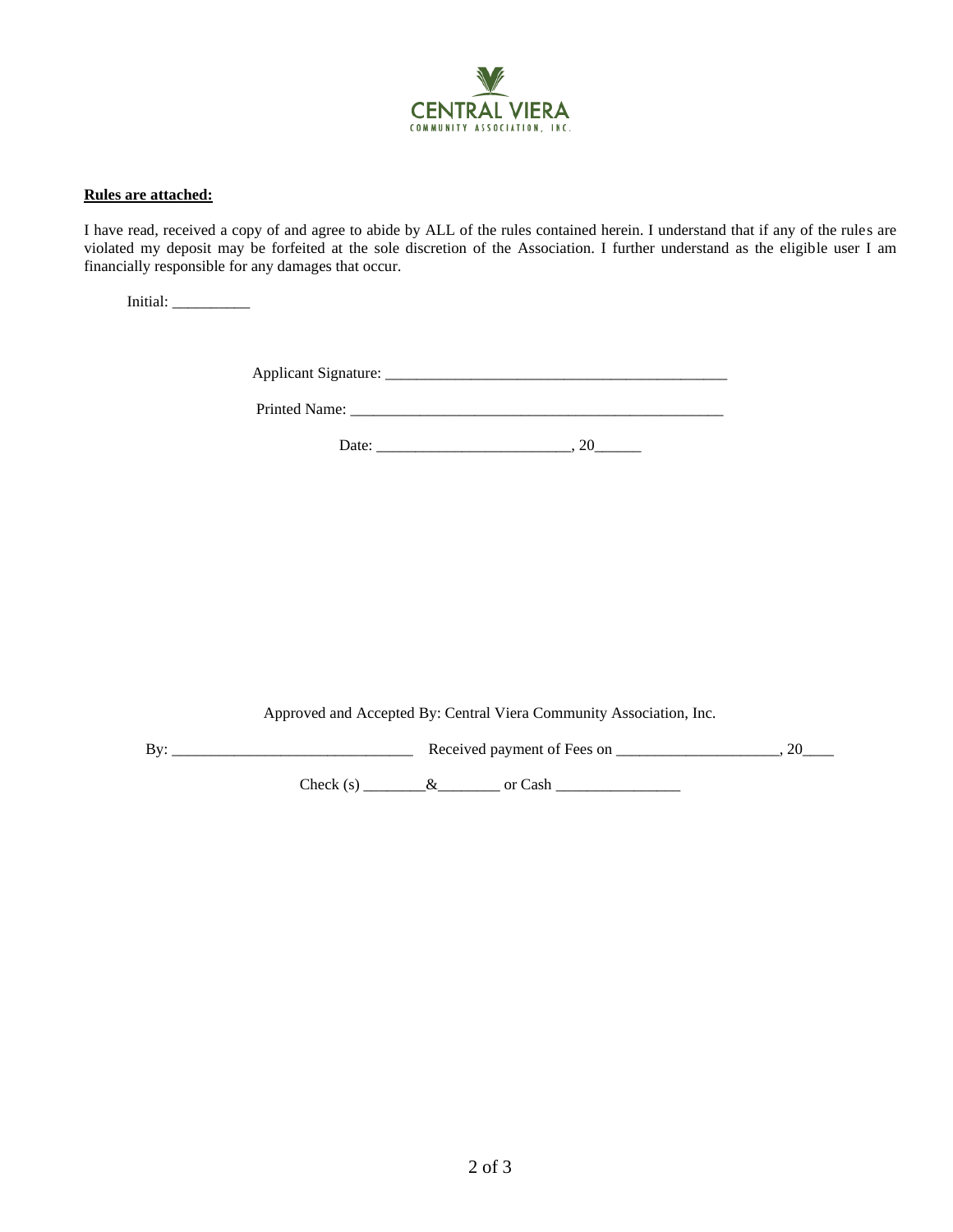CENTRAL VIERA
COMMUNITY ASSOCIATION, INC.

**Rules are attached:**

I have read, received a copy of and agree to abide by ALL of the rules contained herein. I understand that if any of the rules are violated my deposit may be forfeited at the sole discretion of the Association. I further understand as the eligible user I am financially responsible for any damages that occur.

Initial: __________

Applicant Signature: _____________________________________________

Printed Name: __________________________________________________

Date: _________________________, 20______

Approved and Accepted By: Central Viera Community Association, Inc.

By: _______________________________ Received payment of Fees on _____________________, 20____

Check (s) ________&________ or Cash ________________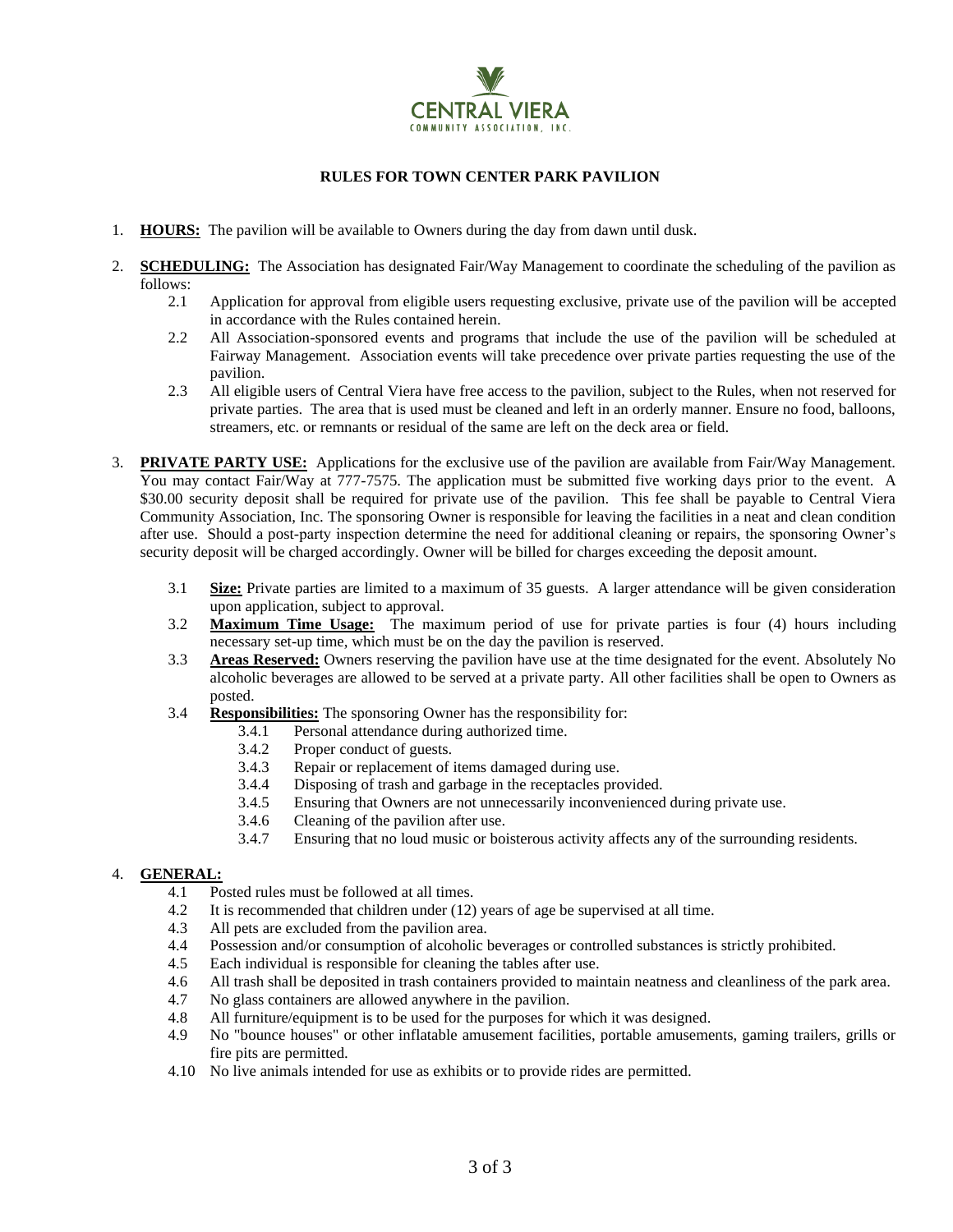CENTRAL VIERA

COMMUNITY ASSOCIATION, INC.

# RULES FOR TOWN CENTER PARK PAVILION

1. **HOURS:** The pavilion will be available to Owners during the day from dawn until dusk.

2. **SCHEDULING:** The Association has designated Fair/Way Management to coordinate the scheduling of the pavilion as follows:
   - 2.1 Application for approval from eligible users requesting exclusive, private use of the pavilion will be accepted in accordance with the Rules contained herein.
   - 2.2 All Association-sponsored events and programs that include the use of the pavilion will be scheduled at Fairway Management. Association events will take precedence over private parties requesting the use of the pavilion.
   - 2.3 All eligible users of Central Viera have free access to the pavilion, subject to the Rules, when not reserved for private parties. The area that is used must be cleaned and left in an orderly manner. Ensure no food, balloons, streamers, etc. or remnants or residual of the same are left on the deck area or field.

3. **PRIVATE PARTY USE:** Applications for the exclusive use of the pavilion are available from Fair/Way Management. You may contact Fair/Way at 777-7575. The application must be submitted five working days prior to the event. A $30.00 security deposit shall be required for private use of the pavilion. This fee shall be payable to Central Viera Community Association, Inc. The sponsoring Owner is responsible for leaving the facilities in a neat and clean condition after use. Should a post-party inspection determine the need for additional cleaning or repairs, the sponsoring Owner's security deposit will be charged accordingly. Owner will be billed for charges exceeding the deposit amount.
   - 3.1 **Size:** Private parties are limited to a maximum of 35 guests. A larger attendance will be given consideration upon application, subject to approval.
   - 3.2 **Maximum Time Usage:** The maximum period of use for private parties is four (4) hours including necessary set-up time, which must be on the day the pavilion is reserved.
   - 3.3 **Areas Reserved:** Owners reserving the pavilion have use at the time designated for the event. Absolutely No alcoholic beverages are allowed to be served at a private party. All other facilities shall be open to Owners as posted.
   - 3.4 **Responsibilities:** The sponsoring Owner has the responsibility for:
     - 3.4.1 Personal attendance during authorized time.
     - 3.4.2 Proper conduct of guests.
     - 3.4.3 Repair or replacement of items damaged during use.
     - 3.4.4 Disposing of trash and garbage in the receptacles provided.
     - 3.4.5 Ensuring that Owners are not unnecessarily inconvenienced during private use.
     - 3.4.6 Cleaning of the pavilion after use.
     - 3.4.7 Ensuring that no loud music or boisterous activity affects any of the surrounding residents.

4. **GENERAL:**
   - 4.1 Posted rules must be followed at all times.
   - 4.2 It is recommended that children under (12) years of age be supervised at all time.
   - 4.3 All pets are excluded from the pavilion area.
   - 4.4 Possession and/or consumption of alcoholic beverages or controlled substances is strictly prohibited.
   - 4.5 Each individual is responsible for cleaning the tables after use.
   - 4.6 All trash shall be deposited in trash containers provided to maintain neatness and cleanliness of the park area.
   - 4.7 No glass containers are allowed anywhere in the pavilion.
   - 4.8 All furniture/equipment is to be used for the purposes for which it was designed.
   - 4.9 No "bounce houses" or other inflatable amusement facilities, portable amusements, gaming trailers, grills or fire pits are permitted.
   - 4.10 No live animals intended for use as exhibits or to provide rides are permitted.